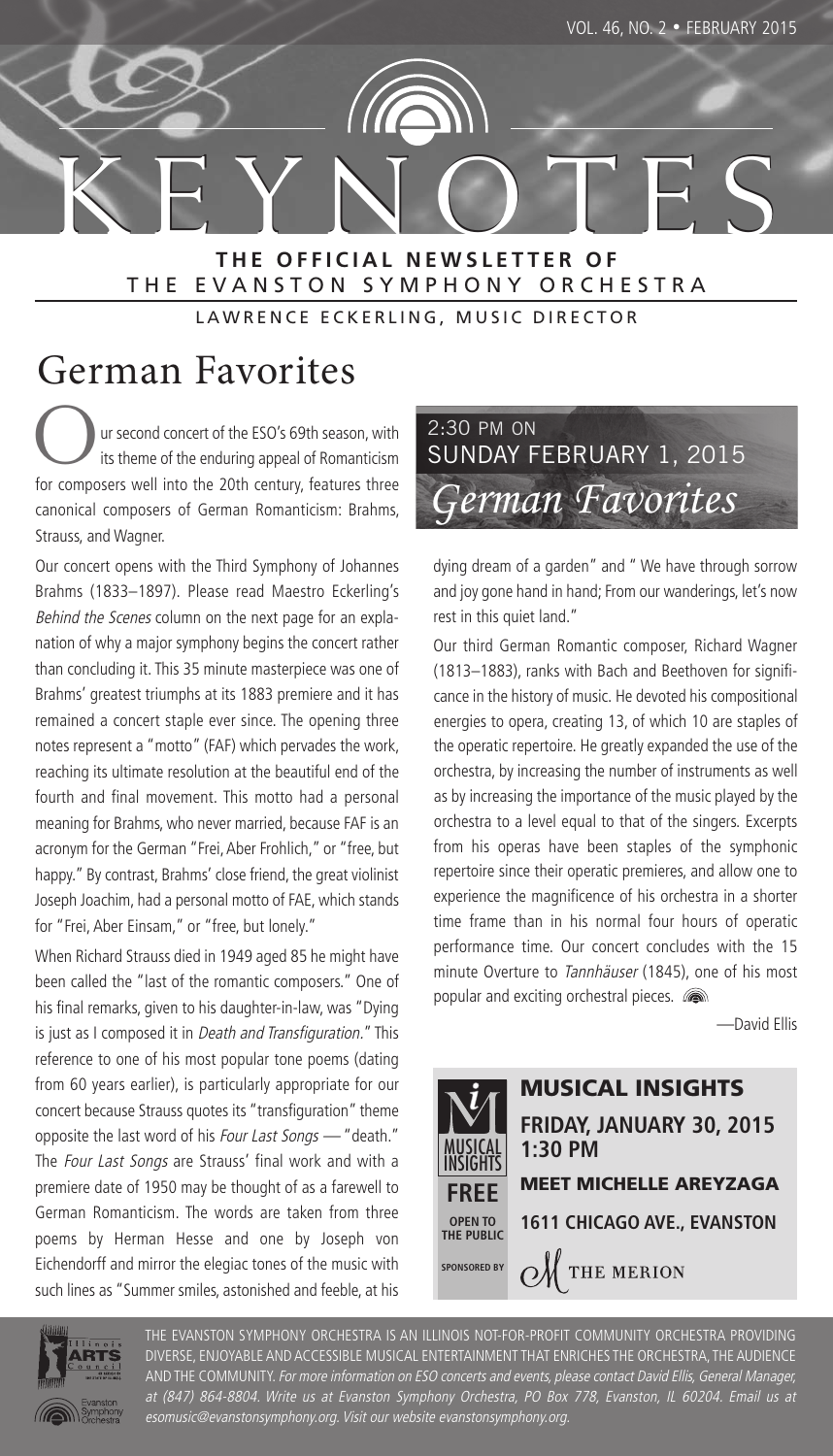# KEYNOTES

**THE OFFICIAL NEWSLETTER OF**
THE EVANSTON SYMPHONY ORCHESTRA

LAWRENCE ECKERLING, MUSIC DIRECTOR

VOL. 46, NO. 2 • FEBRUARY 2015

# German Favorites

2:30 PM ON
SUNDAY FEBRUARY 1, 2015
*German Favorites*

Our second concert of the ESO's 69th season, with its theme of the enduring appeal of Romanticism for composers well into the 20th century, features three canonical composers of German Romanticism: Brahms, Strauss, and Wagner.

Our concert opens with the Third Symphony of Johannes Brahms (1833–1897). Please read Maestro Eckerling's *Behind the Scenes* column on the next page for an explanation of why a major symphony begins the concert rather than concluding it. This 35 minute masterpiece was one of Brahms' greatest triumphs at its 1883 premiere and it has remained a concert staple ever since. The opening three notes represent a "motto" (FAF) which pervades the work, reaching its ultimate resolution at the beautiful end of the fourth and final movement. This motto had a personal meaning for Brahms, who never married, because FAF is an acronym for the German "Frei, Aber Frohlich," or "free, but happy." By contrast, Brahms' close friend, the great violinist Joseph Joachim, had a personal motto of FAE, which stands for "Frei, Aber Einsam," or "free, but lonely."

When Richard Strauss died in 1949 aged 85 he might have been called the "last of the romantic composers." One of his final remarks, given to his daughter-in-law, was "Dying is just as I composed it in *Death and Transfiguration.*" This reference to one of his most popular tone poems (dating from 60 years earlier), is particularly appropriate for our concert because Strauss quotes its "transfiguration" theme opposite the last word of his *Four Last Songs* — "death." The *Four Last Songs* are Strauss' final work and with a premiere date of 1950 may be thought of as a farewell to German Romanticism. The words are taken from three poems by Herman Hesse and one by Joseph von Eichendorff and mirror the elegiac tones of the music with such lines as "Summer smiles, astonished and feeble, at his dying dream of a garden" and " We have through sorrow and joy gone hand in hand; From our wanderings, let's now rest in this quiet land."

Our third German Romantic composer, Richard Wagner (1813–1883), ranks with Bach and Beethoven for significance in the history of music. He devoted his compositional energies to opera, creating 13, of which 10 are staples of the operatic repertoire. He greatly expanded the use of the orchestra, by increasing the number of instruments as well as by increasing the importance of the music played by the orchestra to a level equal to that of the singers. Excerpts from his operas have been staples of the symphonic repertoire since their operatic premieres, and allow one to experience the magnificence of his orchestra in a shorter time frame than in his normal four hours of operatic performance time. Our concert concludes with the 15 minute Overture to *Tannhäuser* (1845), one of his most popular and exciting orchestral pieces.

—David Ellis

## MUSICAL INSIGHTS

**FRIDAY, JANUARY 30, 2015**
**1:30 PM**

**MEET MICHELLE AREYZAGA**

**1611 CHICAGO AVE., EVANSTON**

**FREE**
**OPEN TO THE PUBLIC**

**SPONSORED BY** THE MERION

THE EVANSTON SYMPHONY ORCHESTRA IS AN ILLINOIS NOT-FOR-PROFIT COMMUNITY ORCHESTRA PROVIDING DIVERSE, ENJOYABLE AND ACCESSIBLE MUSICAL ENTERTAINMENT THAT ENRICHES THE ORCHESTRA, THE AUDIENCE AND THE COMMUNITY. *For more information on ESO concerts and events, please contact David Ellis, General Manager, at (847) 864-8804. Write us at Evanston Symphony Orchestra, PO Box 778, Evanston, IL 60204. Email us at esomusic@evanstonsymphony.org. Visit our website evanstonsymphony.org.*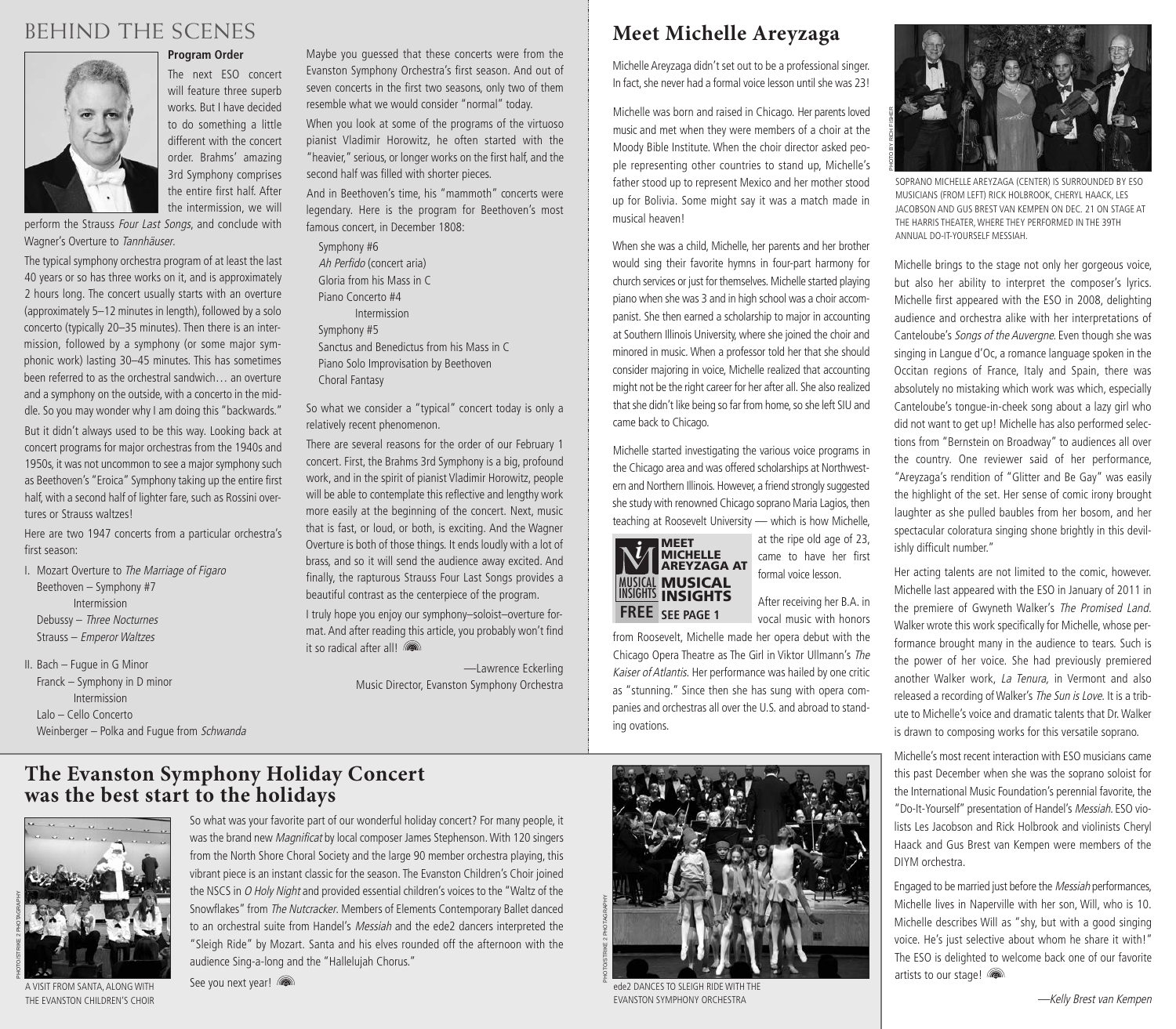# BEHIND THE SCENES

### Program Order

The next ESO concert will feature three superb works. But I have decided to do something a little different with the concert order. Brahms' amazing 3rd Symphony comprises the entire first half. After the intermission, we will perform the Strauss *Four Last Songs*, and conclude with Wagner's Overture to *Tannhäuser*.

The typical symphony orchestra program of at least the last 40 years or so has three works on it, and is approximately 2 hours long. The concert usually starts with an overture (approximately 5–12 minutes in length), followed by a solo concerto (typically 20–35 minutes). Then there is an intermission, followed by a symphony (or some major symphonic work) lasting 30–45 minutes. This has sometimes been referred to as the orchestral sandwich… an overture and a symphony on the outside, with a concerto in the middle. So you may wonder why I am doing this "backwards."

But it didn't always used to be this way. Looking back at concert programs for major orchestras from the 1940s and 1950s, it was not uncommon to see a major symphony such as Beethoven's "Eroica" Symphony taking up the entire first half, with a second half of lighter fare, such as Rossini overtures or Strauss waltzes!

Here are two 1947 concerts from a particular orchestra's first season:

I. Mozart Overture to *The Marriage of Figaro*
Beethoven – Symphony #7
Intermission
Debussy – *Three Nocturnes*
Strauss – *Emperor Waltzes*

II. Bach – Fugue in G Minor
Franck – Symphony in D minor
Intermission
Lalo – Cello Concerto
Weinberger – Polka and Fugue from *Schwanda*

Maybe you guessed that these concerts were from the Evanston Symphony Orchestra's first season. And out of seven concerts in the first two seasons, only two of them resemble what we would consider "normal" today.

When you look at some of the programs of the virtuoso pianist Vladimir Horowitz, he often started with the "heavier," serious, or longer works on the first half, and the second half was filled with shorter pieces.

And in Beethoven's time, his "mammoth" concerts were legendary. Here is the program for Beethoven's most famous concert, in December 1808:

Symphony #6
*Ah Perfido* (concert aria)
Gloria from his Mass in C
Piano Concerto #4
Intermission
Symphony #5
Sanctus and Benedictus from his Mass in C
Piano Solo Improvisation by Beethoven
Choral Fantasy

So what we consider a "typical" concert today is only a relatively recent phenomenon.

There are several reasons for the order of our February 1 concert. First, the Brahms 3rd Symphony is a big, profound work, and in the spirit of pianist Vladimir Horowitz, people will be able to contemplate this reflective and lengthy work more easily at the beginning of the concert. Next, music that is fast, or loud, or both, is exciting. And the Wagner Overture is both of those things. It ends loudly with a lot of brass, and so it will send the audience away excited. And finally, the rapturous Strauss Four Last Songs provides a beautiful contrast as the centerpiece of the program.

I truly hope you enjoy our symphony–soloist–overture format. And after reading this article, you probably won't find it so radical after all!

—Lawrence Eckerling
Music Director, Evanston Symphony Orchestra

# Meet Michelle Areyzaga

Michelle Areyzaga didn't set out to be a professional singer. In fact, she never had a formal voice lesson until she was 23!

Michelle was born and raised in Chicago. Her parents loved music and met when they were members of a choir at the Moody Bible Institute. When the choir director asked people representing other countries to stand up, Michelle's father stood up to represent Mexico and her mother stood up for Bolivia. Some might say it was a match made in musical heaven!

When she was a child, Michelle, her parents and her brother would sing their favorite hymns in four-part harmony for church services or just for themselves. Michelle started playing piano when she was 3 and in high school was a choir accompanist. She then earned a scholarship to major in accounting at Southern Illinois University, where she joined the choir and minored in music. When a professor told her that she should consider majoring in voice, Michelle realized that accounting might not be the right career for her after all. She also realized that she didn't like being so far from home, so she left SIU and came back to Chicago.

Michelle started investigating the various voice programs in the Chicago area and was offered scholarships at Northwestern and Northern Illinois. However, a friend strongly suggested she study with renowned Chicago soprano Maria Lagios, then teaching at Roosevelt University — which is how Michelle, at the ripe old age of 23, came to have her first formal voice lesson.

**MEET MICHELLE AREYZAGA AT MUSICAL INSIGHTS**
**MUSICAL INSIGHTS FREE SEE PAGE 1**

After receiving her B.A. in vocal music with honors from Roosevelt, Michelle made her opera debut with the Chicago Opera Theatre as The Girl in Viktor Ullmann's *The Kaiser of Atlantis*. Her performance was hailed by one critic as "stunning." Since then she has sung with opera companies and orchestras all over the U.S. and abroad to standing ovations.

PHOTO BY RICH FISHER

SOPRANO MICHELLE AREYZAGA (CENTER) IS SURROUNDED BY ESO MUSICIANS (FROM LEFT) RICK HOLBROOK, CHERYL HAACK, LES JACOBSON AND GUS BREST VAN KEMPEN ON DEC. 21 ON STAGE AT THE HARRIS THEATER, WHERE THEY PERFORMED IN THE 39TH ANNUAL DO-IT-YOURSELF MESSIAH.

Michelle brings to the stage not only her gorgeous voice, but also her ability to interpret the composer's lyrics. Michelle first appeared with the ESO in 2008, delighting audience and orchestra alike with her interpretations of Canteloube's *Songs of the Auvergne*. Even though she was singing in Langue d'Oc, a romance language spoken in the Occitan regions of France, Italy and Spain, there was absolutely no mistaking which work was which, especially Canteloube's tongue-in-cheek song about a lazy girl who did not want to get up! Michelle has also performed selections from "Bernstein on Broadway" to audiences all over the country. One reviewer said of her performance, "Areyzaga's rendition of "Glitter and Be Gay" was easily the highlight of the set. Her sense of comic irony brought laughter as she pulled baubles from her bosom, and her spectacular coloratura singing shone brightly in this devilishly difficult number."

Her acting talents are not limited to the comic, however. Michelle last appeared with the ESO in January of 2011 in the premiere of Gwyneth Walker's *The Promised Land*. Walker wrote this work specifically for Michelle, whose performance brought many in the audience to tears. Such is the power of her voice. She had previously premiered another Walker work, *La Tenura,* in Vermont and also released a recording of Walker's *The Sun is Love*. It is a tribute to Michelle's voice and dramatic talents that Dr. Walker is drawn to composing works for this versatile soprano.

Michelle's most recent interaction with ESO musicians came this past December when she was the soprano soloist for the International Music Foundation's perennial favorite, the "Do-It-Yourself" presentation of Handel's *Messiah*. ESO violists Les Jacobson and Rick Holbrook and violinists Cheryl Haack and Gus Brest van Kempen were members of the DIYM orchestra.

Engaged to be married just before the *Messiah* performances, Michelle lives in Naperville with her son, Will, who is 10. Michelle describes Will as "shy, but with a good singing voice. He's just selective about whom he share it with!" The ESO is delighted to welcome back one of our favorite artists to our stage!

—*Kelly Brest van Kempen*

# The Evanston Symphony Holiday Concert was the best start to the holidays

PHOTO/STRIKE 2 PHOTOGRAPHY

A VISIT FROM SANTA, ALONG WITH THE EVANSTON CHILDREN'S CHOIR

So what was your favorite part of our wonderful holiday concert? For many people, it was the brand new *Magnificat* by local composer James Stephenson. With 120 singers from the North Shore Choral Society and the large 90 member orchestra playing, this vibrant piece is an instant classic for the season. The Evanston Children's Choir joined the NSCS in *O Holy Night* and provided essential children's voices to the "Waltz of the Snowflakes" from *The Nutcracker*. Members of Elements Contemporary Ballet danced to an orchestral suite from Handel's *Messiah* and the ede2 dancers interpreted the "Sleigh Ride" by Mozart. Santa and his elves rounded off the afternoon with the audience Sing-a-long and the "Hallelujah Chorus."

See you next year!

PHOTO/STRIKE 2 PHOTOGRAPHY

ede2 DANCES TO SLEIGH RIDE WITH THE EVANSTON SYMPHONY ORCHESTRA